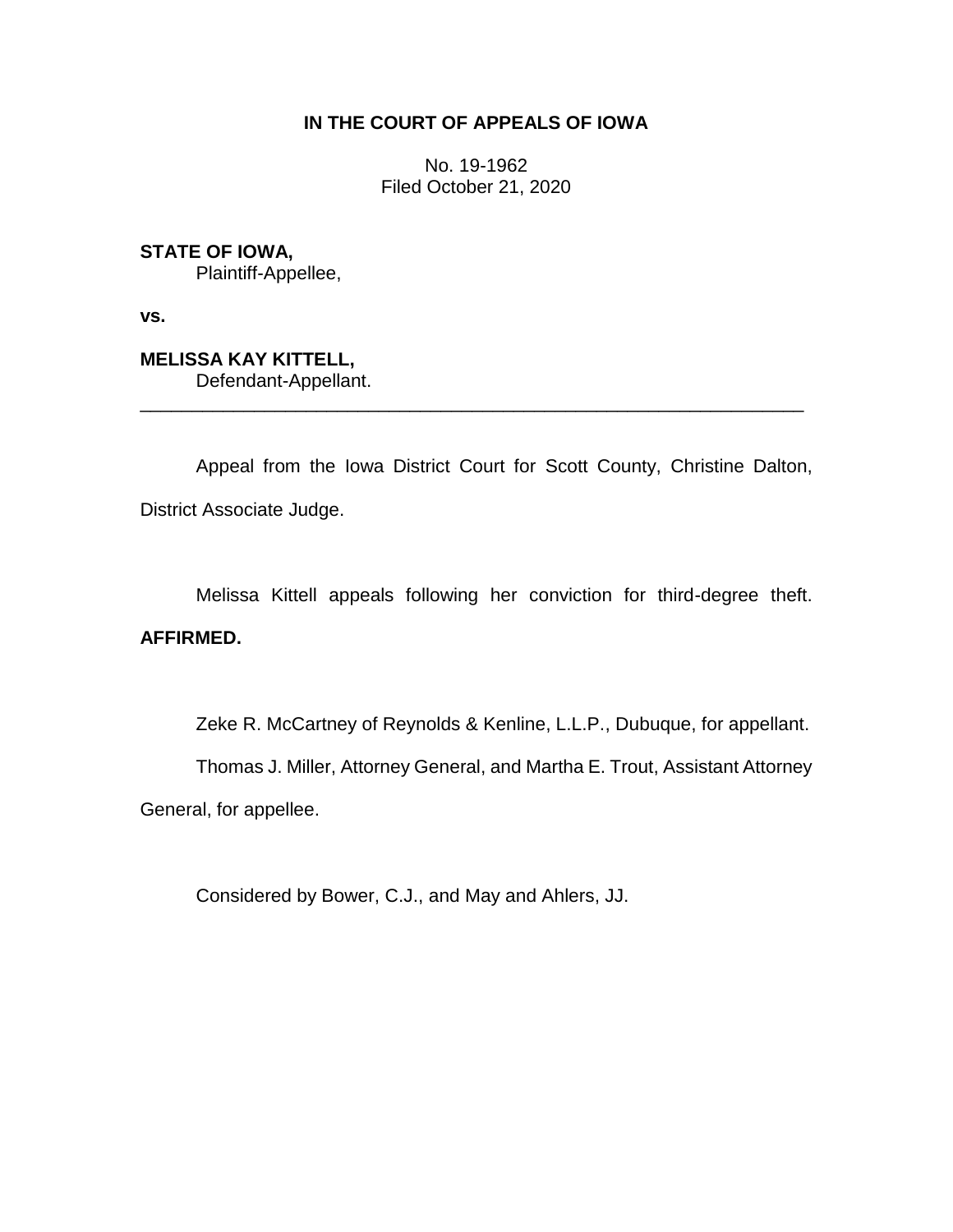# IN THE COURT OF APPEALS OF IOWA

No. 19-1962
Filed October 21, 2020

**STATE OF IOWA,**
Plaintiff-Appellee,

**vs.**

**MELISSA KAY KITTELL,**
Defendant-Appellant.

---

Appeal from the Iowa District Court for Scott County, Christine Dalton, District Associate Judge.

Melissa Kittell appeals following her conviction for third-degree theft. **AFFIRMED.**

Zeke R. McCartney of Reynolds & Kenline, L.L.P., Dubuque, for appellant.

Thomas J. Miller, Attorney General, and Martha E. Trout, Assistant Attorney General, for appellee.

Considered by Bower, C.J., and May and Ahlers, JJ.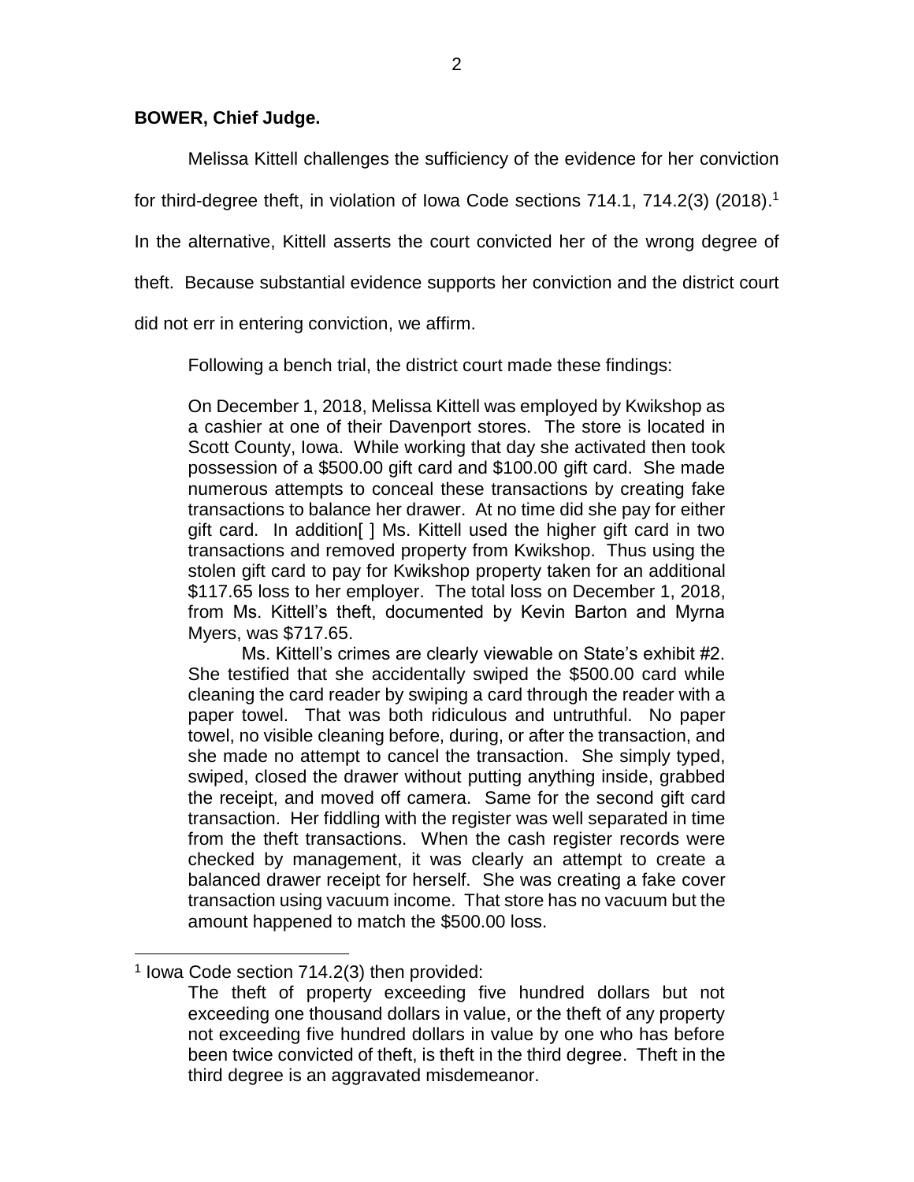**BOWER, Chief Judge.**

Melissa Kittell challenges the sufficiency of the evidence for her conviction for third-degree theft, in violation of Iowa Code sections 714.1, 714.2(3) (2018).[1] In the alternative, Kittell asserts the court convicted her of the wrong degree of theft. Because substantial evidence supports her conviction and the district court did not err in entering conviction, we affirm.

Following a bench trial, the district court made these findings:

> On December 1, 2018, Melissa Kittell was employed by Kwikshop as a cashier at one of their Davenport stores. The store is located in Scott County, Iowa. While working that day she activated then took possession of a $500.00 gift card and $100.00 gift card. She made numerous attempts to conceal these transactions by creating fake transactions to balance her drawer. At no time did she pay for either gift card. In addition[ ] Ms. Kittell used the higher gift card in two transactions and removed property from Kwikshop. Thus using the stolen gift card to pay for Kwikshop property taken for an additional $117.65 loss to her employer. The total loss on December 1, 2018, from Ms. Kittell's theft, documented by Kevin Barton and Myrna Myers, was $717.65.
>
> Ms. Kittell's crimes are clearly viewable on State's exhibit #2. She testified that she accidentally swiped the $500.00 card while cleaning the card reader by swiping a card through the reader with a paper towel. That was both ridiculous and untruthful. No paper towel, no visible cleaning before, during, or after the transaction, and she made no attempt to cancel the transaction. She simply typed, swiped, closed the drawer without putting anything inside, grabbed the receipt, and moved off camera. Same for the second gift card transaction. Her fiddling with the register was well separated in time from the theft transactions. When the cash register records were checked by management, it was clearly an attempt to create a balanced drawer receipt for herself. She was creating a fake cover transaction using vacuum income. That store has no vacuum but the amount happened to match the $500.00 loss.

---

[1] Iowa Code section 714.2(3) then provided:

> The theft of property exceeding five hundred dollars but not exceeding one thousand dollars in value, or the theft of any property not exceeding five hundred dollars in value by one who has before been twice convicted of theft, is theft in the third degree. Theft in the third degree is an aggravated misdemeanor.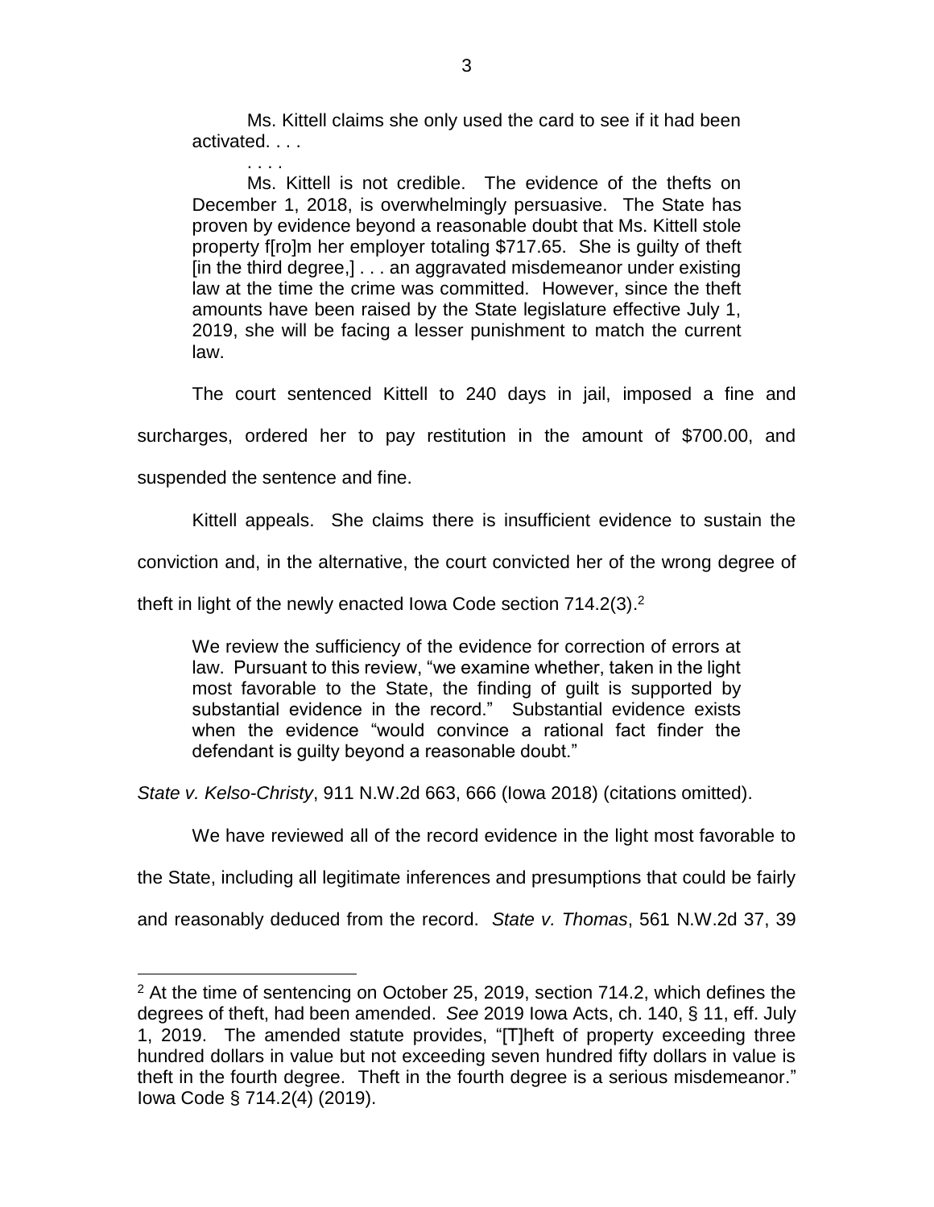> Ms. Kittell claims she only used the card to see if it had been activated. . . .
>
> . . . .
>
> Ms. Kittell is not credible. The evidence of the thefts on December 1, 2018, is overwhelmingly persuasive. The State has proven by evidence beyond a reasonable doubt that Ms. Kittell stole property f[ro]m her employer totaling $717.65. She is guilty of theft [in the third degree,] . . . an aggravated misdemeanor under existing law at the time the crime was committed. However, since the theft amounts have been raised by the State legislature effective July 1, 2019, she will be facing a lesser punishment to match the current law.

The court sentenced Kittell to 240 days in jail, imposed a fine and surcharges, ordered her to pay restitution in the amount of $700.00, and suspended the sentence and fine.

Kittell appeals. She claims there is insufficient evidence to sustain the conviction and, in the alternative, the court convicted her of the wrong degree of theft in light of the newly enacted Iowa Code section 714.2(3).[2]

> We review the sufficiency of the evidence for correction of errors at law. Pursuant to this review, "we examine whether, taken in the light most favorable to the State, the finding of guilt is supported by substantial evidence in the record." Substantial evidence exists when the evidence "would convince a rational fact finder the defendant is guilty beyond a reasonable doubt."

*State v. Kelso-Christy*, 911 N.W.2d 663, 666 (Iowa 2018) (citations omitted).

We have reviewed all of the record evidence in the light most favorable to the State, including all legitimate inferences and presumptions that could be fairly and reasonably deduced from the record. *State v. Thomas*, 561 N.W.2d 37, 39

---

[2] At the time of sentencing on October 25, 2019, section 714.2, which defines the degrees of theft, had been amended. *See* 2019 Iowa Acts, ch. 140, § 11, eff. July 1, 2019. The amended statute provides, "[T]heft of property exceeding three hundred dollars in value but not exceeding seven hundred fifty dollars in value is theft in the fourth degree. Theft in the fourth degree is a serious misdemeanor." Iowa Code § 714.2(4) (2019).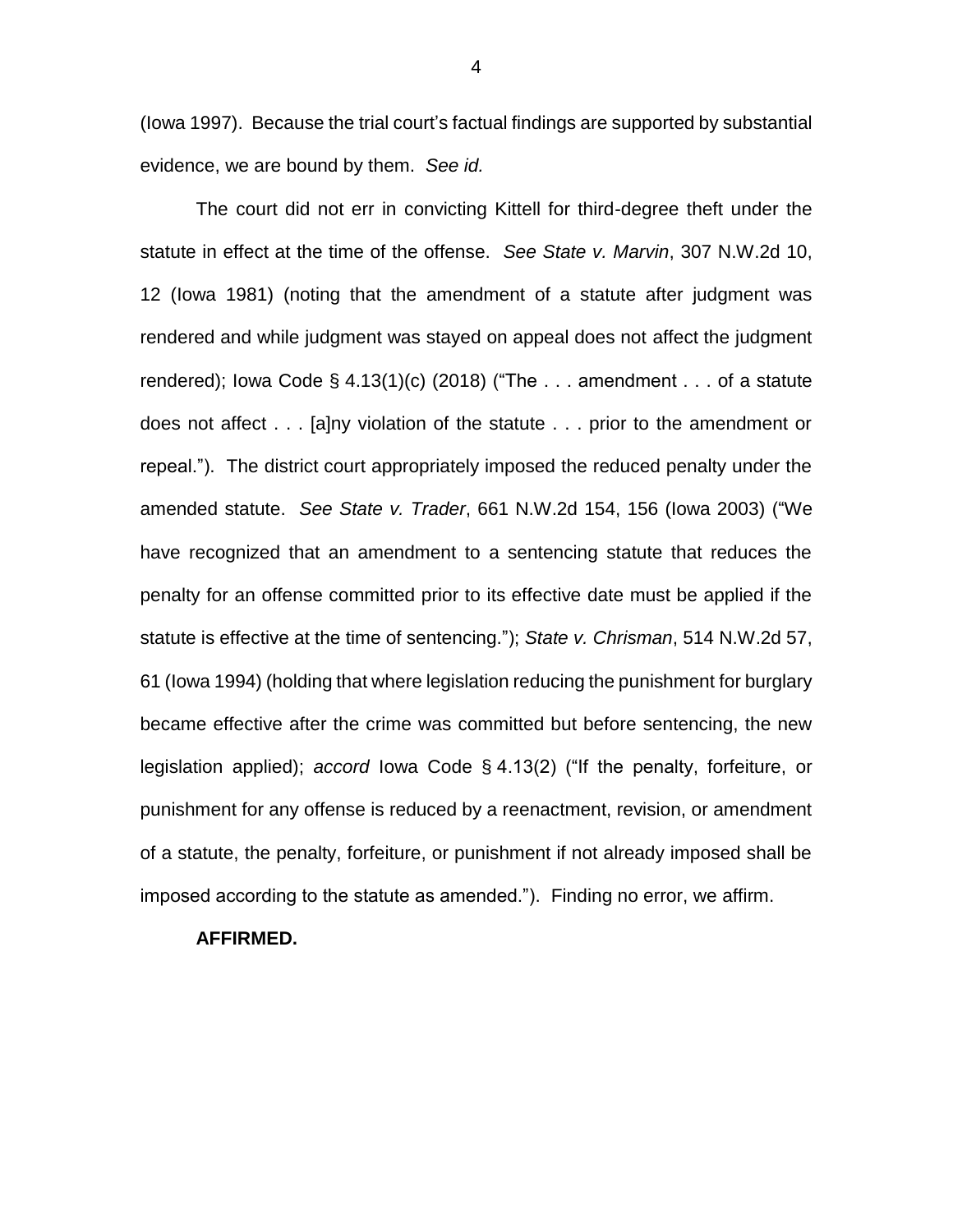(Iowa 1997). Because the trial court's factual findings are supported by substantial evidence, we are bound by them. *See id.*

The court did not err in convicting Kittell for third-degree theft under the statute in effect at the time of the offense. *See State v. Marvin*, 307 N.W.2d 10, 12 (Iowa 1981) (noting that the amendment of a statute after judgment was rendered and while judgment was stayed on appeal does not affect the judgment rendered); Iowa Code § 4.13(1)(c) (2018) ("The . . . amendment . . . of a statute does not affect . . . [a]ny violation of the statute . . . prior to the amendment or repeal."). The district court appropriately imposed the reduced penalty under the amended statute. *See State v. Trader*, 661 N.W.2d 154, 156 (Iowa 2003) ("We have recognized that an amendment to a sentencing statute that reduces the penalty for an offense committed prior to its effective date must be applied if the statute is effective at the time of sentencing."); *State v. Chrisman*, 514 N.W.2d 57, 61 (Iowa 1994) (holding that where legislation reducing the punishment for burglary became effective after the crime was committed but before sentencing, the new legislation applied); *accord* Iowa Code § 4.13(2) ("If the penalty, forfeiture, or punishment for any offense is reduced by a reenactment, revision, or amendment of a statute, the penalty, forfeiture, or punishment if not already imposed shall be imposed according to the statute as amended."). Finding no error, we affirm.

**AFFIRMED.**